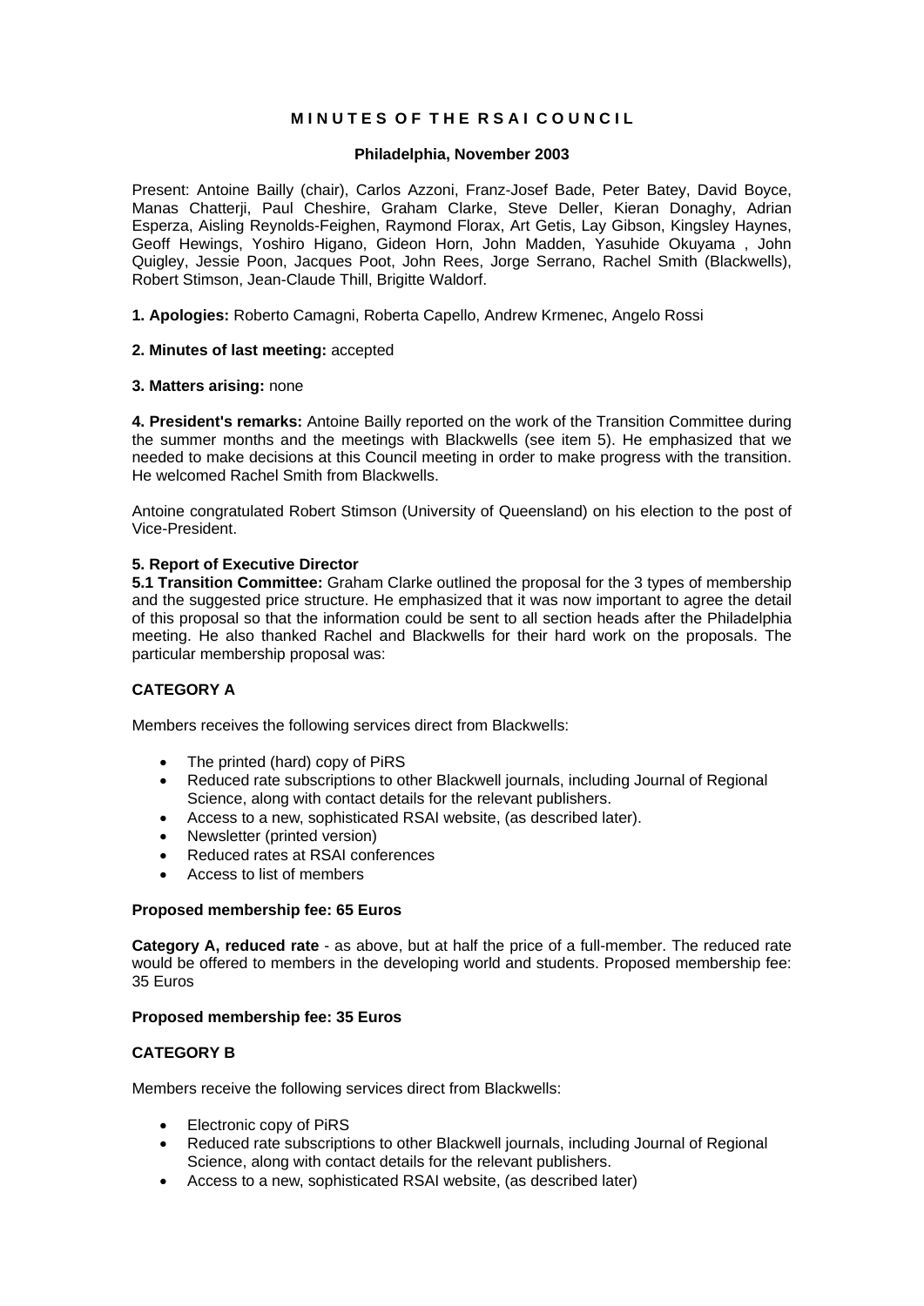# MINUTES OF THE RSAI COUNCIL

**Philadelphia, November 2003**

Present: Antoine Bailly (chair), Carlos Azzoni, Franz-Josef Bade, Peter Batey, David Boyce, Manas Chatterji, Paul Cheshire, Graham Clarke, Steve Deller, Kieran Donaghy, Adrian Esperza, Aisling Reynolds-Feighen, Raymond Florax, Art Getis, Lay Gibson, Kingsley Haynes, Geoff Hewings, Yoshiro Higano, Gideon Horn, John Madden, Yasuhide Okuyama , John Quigley, Jessie Poon, Jacques Poot, John Rees, Jorge Serrano, Rachel Smith (Blackwells), Robert Stimson, Jean-Claude Thill, Brigitte Waldorf.

**1. Apologies:** Roberto Camagni, Roberta Capello, Andrew Krmenec, Angelo Rossi

**2. Minutes of last meeting:** accepted

**3. Matters arising:** none

**4. President's remarks:** Antoine Bailly reported on the work of the Transition Committee during the summer months and the meetings with Blackwells (see item 5). He emphasized that we needed to make decisions at this Council meeting in order to make progress with the transition. He welcomed Rachel Smith from Blackwells.

Antoine congratulated Robert Stimson (University of Queensland) on his election to the post of Vice-President.

**5. Report of Executive Director**

**5.1 Transition Committee:** Graham Clarke outlined the proposal for the 3 types of membership and the suggested price structure. He emphasized that it was now important to agree the detail of this proposal so that the information could be sent to all section heads after the Philadelphia meeting. He also thanked Rachel and Blackwells for their hard work on the proposals. The particular membership proposal was:

**CATEGORY A**

Members receives the following services direct from Blackwells:

- The printed (hard) copy of PiRS
- Reduced rate subscriptions to other Blackwell journals, including Journal of Regional Science, along with contact details for the relevant publishers.
- Access to a new, sophisticated RSAI website, (as described later).
- Newsletter (printed version)
- Reduced rates at RSAI conferences
- Access to list of members

**Proposed membership fee: 65 Euros**

**Category A, reduced rate** - as above, but at half the price of a full-member. The reduced rate would be offered to members in the developing world and students. Proposed membership fee: 35 Euros

**Proposed membership fee: 35 Euros**

**CATEGORY B**

Members receive the following services direct from Blackwells:

- Electronic copy of PiRS
- Reduced rate subscriptions to other Blackwell journals, including Journal of Regional Science, along with contact details for the relevant publishers.
- Access to a new, sophisticated RSAI website, (as described later)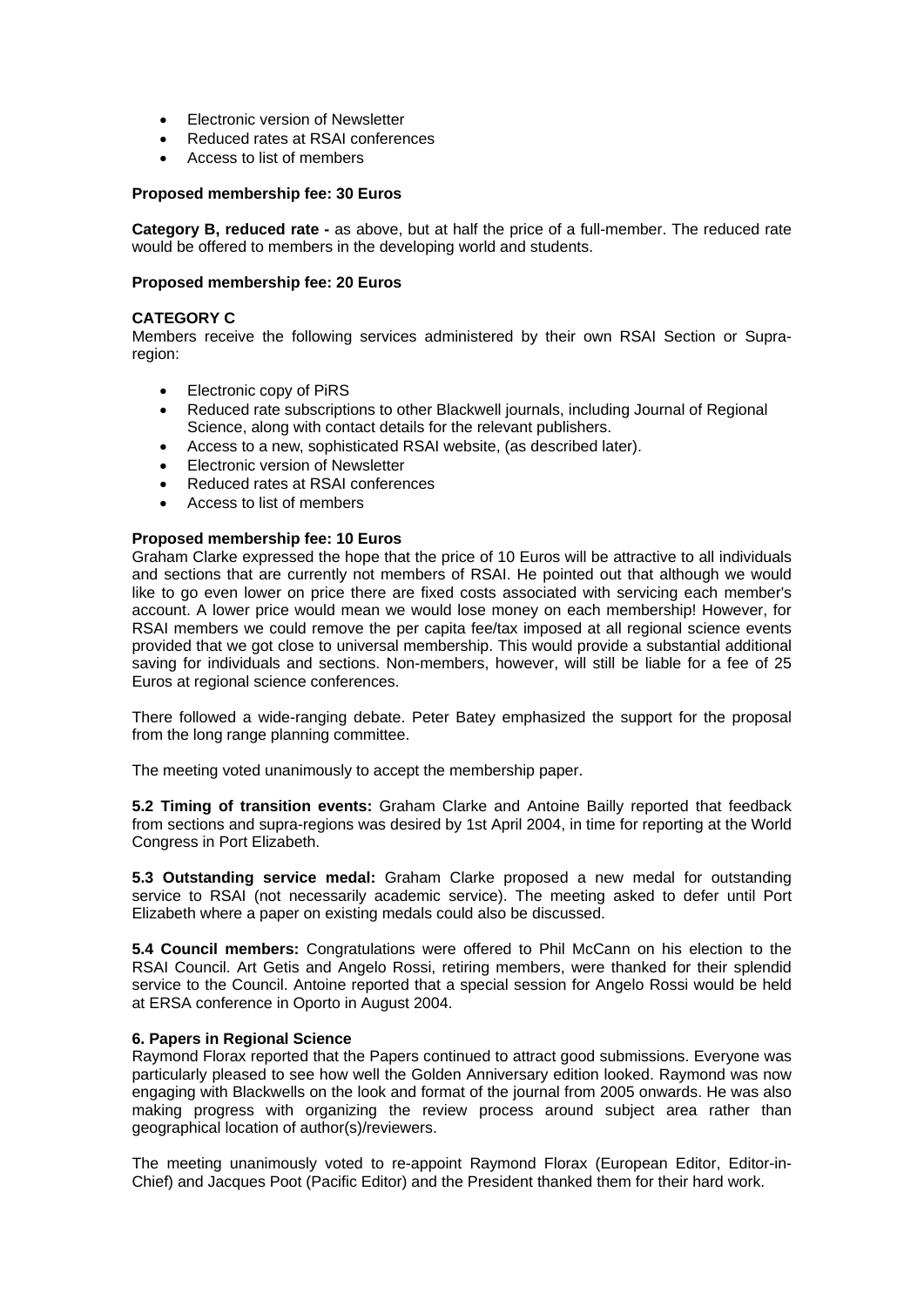- Electronic version of Newsletter
- Reduced rates at RSAI conferences
- Access to list of members

**Proposed membership fee: 30 Euros**

**Category B, reduced rate -** as above, but at half the price of a full-member. The reduced rate would be offered to members in the developing world and students.

**Proposed membership fee: 20 Euros**

**CATEGORY C**

Members receive the following services administered by their own RSAI Section or Supra-region:

- Electronic copy of PiRS
- Reduced rate subscriptions to other Blackwell journals, including Journal of Regional Science, along with contact details for the relevant publishers.
- Access to a new, sophisticated RSAI website, (as described later).
- Electronic version of Newsletter
- Reduced rates at RSAI conferences
- Access to list of members

**Proposed membership fee: 10 Euros**

Graham Clarke expressed the hope that the price of 10 Euros will be attractive to all individuals and sections that are currently not members of RSAI. He pointed out that although we would like to go even lower on price there are fixed costs associated with servicing each member's account. A lower price would mean we would lose money on each membership! However, for RSAI members we could remove the per capita fee/tax imposed at all regional science events provided that we got close to universal membership. This would provide a substantial additional saving for individuals and sections. Non-members, however, will still be liable for a fee of 25 Euros at regional science conferences.

There followed a wide-ranging debate. Peter Batey emphasized the support for the proposal from the long range planning committee.

The meeting voted unanimously to accept the membership paper.

**5.2 Timing of transition events:** Graham Clarke and Antoine Bailly reported that feedback from sections and supra-regions was desired by 1st April 2004, in time for reporting at the World Congress in Port Elizabeth.

**5.3 Outstanding service medal:** Graham Clarke proposed a new medal for outstanding service to RSAI (not necessarily academic service). The meeting asked to defer until Port Elizabeth where a paper on existing medals could also be discussed.

**5.4 Council members:** Congratulations were offered to Phil McCann on his election to the RSAI Council. Art Getis and Angelo Rossi, retiring members, were thanked for their splendid service to the Council. Antoine reported that a special session for Angelo Rossi would be held at ERSA conference in Oporto in August 2004.

**6. Papers in Regional Science**

Raymond Florax reported that the Papers continued to attract good submissions. Everyone was particularly pleased to see how well the Golden Anniversary edition looked. Raymond was now engaging with Blackwells on the look and format of the journal from 2005 onwards. He was also making progress with organizing the review process around subject area rather than geographical location of author(s)/reviewers.

The meeting unanimously voted to re-appoint Raymond Florax (European Editor, Editor-in-Chief) and Jacques Poot (Pacific Editor) and the President thanked them for their hard work.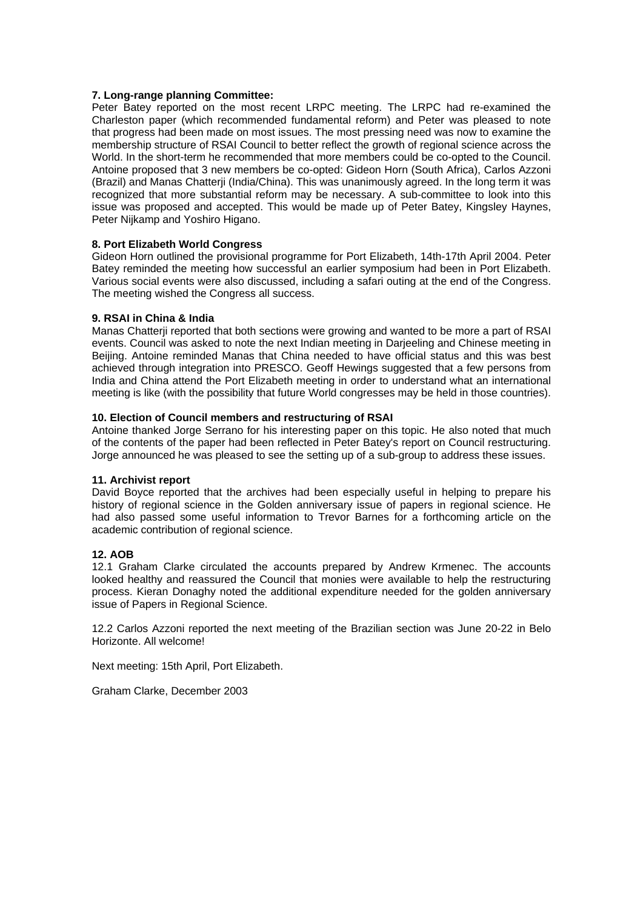**7. Long-range planning Committee:**

Peter Batey reported on the most recent LRPC meeting. The LRPC had re-examined the Charleston paper (which recommended fundamental reform) and Peter was pleased to note that progress had been made on most issues. The most pressing need was now to examine the membership structure of RSAI Council to better reflect the growth of regional science across the World. In the short-term he recommended that more members could be co-opted to the Council. Antoine proposed that 3 new members be co-opted: Gideon Horn (South Africa), Carlos Azzoni (Brazil) and Manas Chatterji (India/China). This was unanimously agreed. In the long term it was recognized that more substantial reform may be necessary. A sub-committee to look into this issue was proposed and accepted. This would be made up of Peter Batey, Kingsley Haynes, Peter Nijkamp and Yoshiro Higano.

**8. Port Elizabeth World Congress**

Gideon Horn outlined the provisional programme for Port Elizabeth, 14th-17th April 2004. Peter Batey reminded the meeting how successful an earlier symposium had been in Port Elizabeth. Various social events were also discussed, including a safari outing at the end of the Congress. The meeting wished the Congress all success.

**9. RSAI in China & India**

Manas Chatterji reported that both sections were growing and wanted to be more a part of RSAI events. Council was asked to note the next Indian meeting in Darjeeling and Chinese meeting in Beijing. Antoine reminded Manas that China needed to have official status and this was best achieved through integration into PRESCO. Geoff Hewings suggested that a few persons from India and China attend the Port Elizabeth meeting in order to understand what an international meeting is like (with the possibility that future World congresses may be held in those countries).

**10. Election of Council members and restructuring of RSAI**

Antoine thanked Jorge Serrano for his interesting paper on this topic. He also noted that much of the contents of the paper had been reflected in Peter Batey's report on Council restructuring. Jorge announced he was pleased to see the setting up of a sub-group to address these issues.

**11. Archivist report**

David Boyce reported that the archives had been especially useful in helping to prepare his history of regional science in the Golden anniversary issue of papers in regional science. He had also passed some useful information to Trevor Barnes for a forthcoming article on the academic contribution of regional science.

**12. AOB**

12.1 Graham Clarke circulated the accounts prepared by Andrew Krmenec. The accounts looked healthy and reassured the Council that monies were available to help the restructuring process. Kieran Donaghy noted the additional expenditure needed for the golden anniversary issue of Papers in Regional Science.

12.2 Carlos Azzoni reported the next meeting of the Brazilian section was June 20-22 in Belo Horizonte. All welcome!

Next meeting: 15th April, Port Elizabeth.

Graham Clarke, December 2003